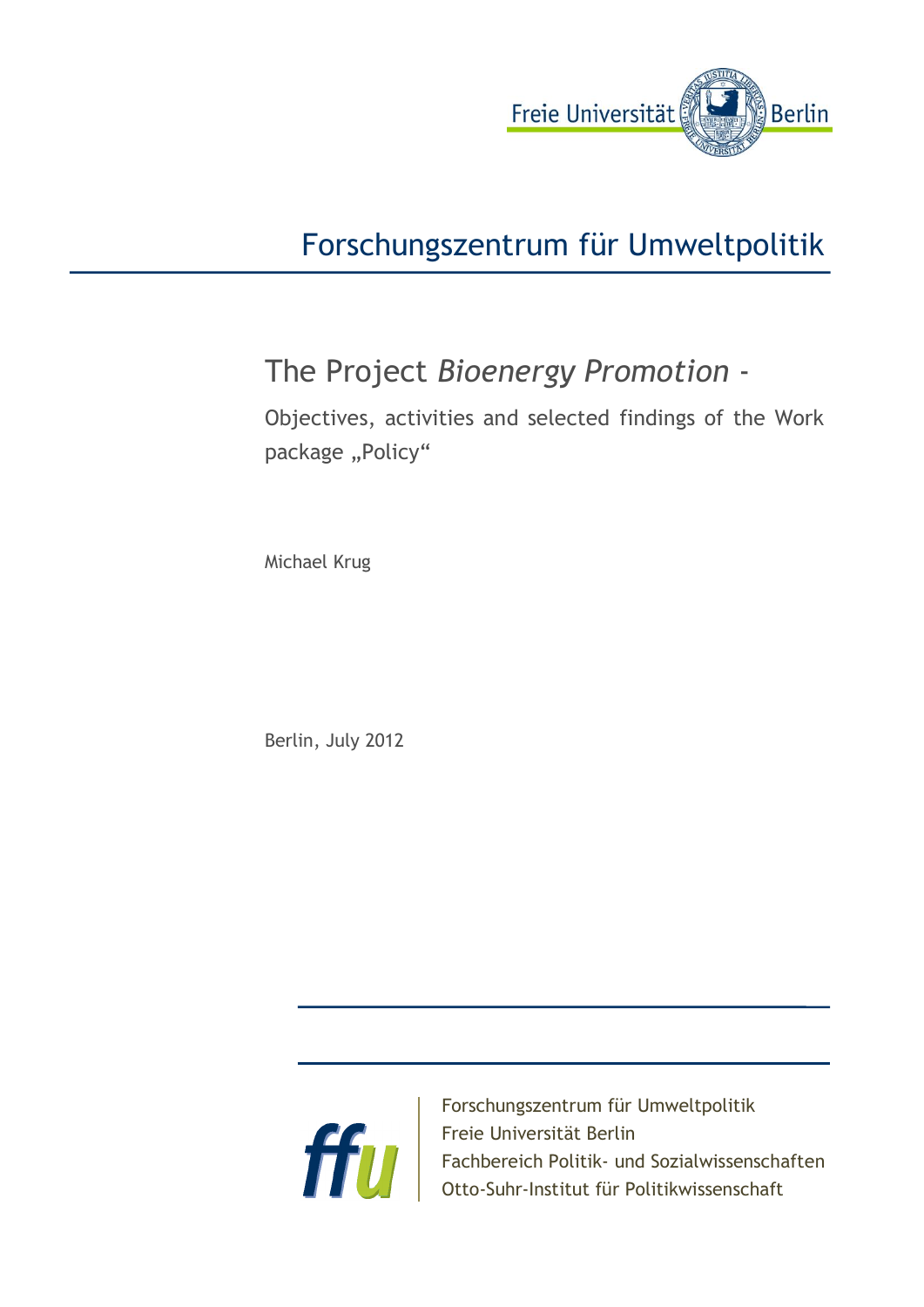Freie Universität Berlin

Forschungszentrum für Umweltpolitik

# The Project *Bioenergy Promotion* -

Objectives, activities and selected findings of the Work package „Policy“

Michael Krug

Berlin, July 2012

Forschungszentrum für Umweltpolitik
Freie Universität Berlin
Fachbereich Politik- und Sozialwissenschaften
Otto-Suhr-Institut für Politikwissenschaft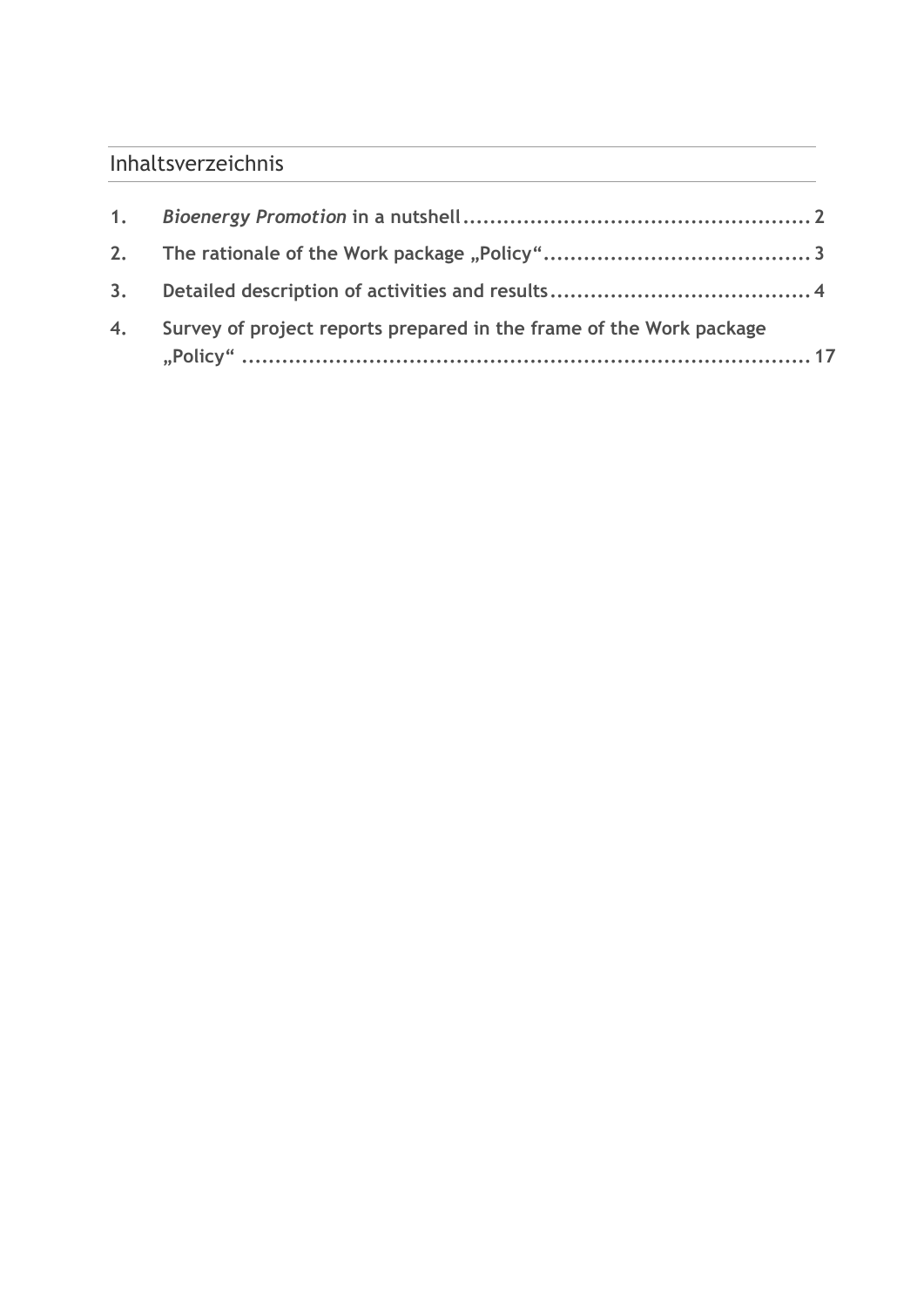# Inhaltsverzeichnis

1. *Bioenergy Promotion* in a nutshell .................................................... 2
2. The rationale of the Work package „Policy“ ........................................ 3
3. Detailed description of activities and results ....................................... 4
4. Survey of project reports prepared in the frame of the Work package „Policy“ ........................................................................................ 17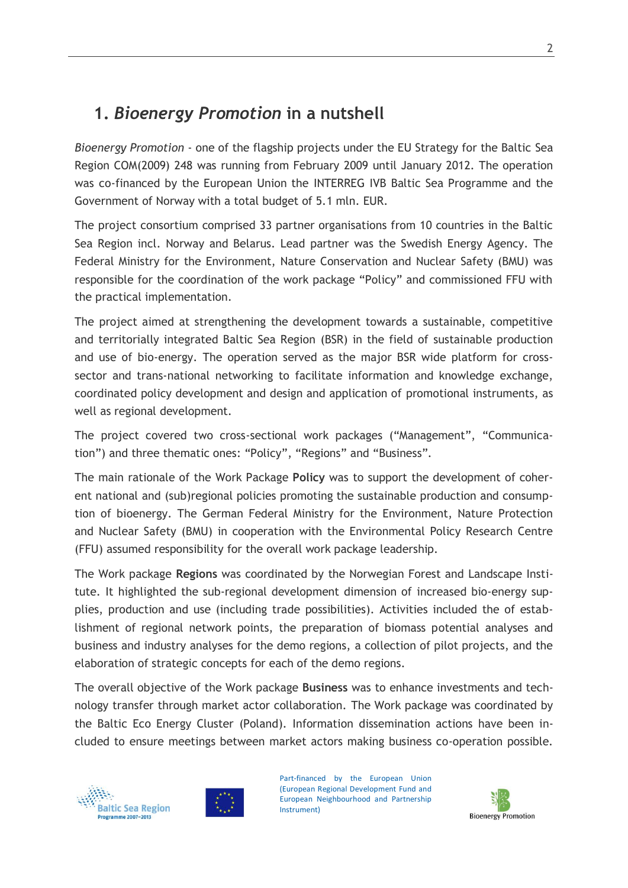## 1. *Bioenergy Promotion* in a nutshell

*Bioenergy Promotion* - one of the flagship projects under the EU Strategy for the Baltic Sea Region COM(2009) 248 was running from February 2009 until January 2012. The operation was co-financed by the European Union the INTERREG IVB Baltic Sea Programme and the Government of Norway with a total budget of 5.1 mln. EUR.

The project consortium comprised 33 partner organisations from 10 countries in the Baltic Sea Region incl. Norway and Belarus. Lead partner was the Swedish Energy Agency. The Federal Ministry for the Environment, Nature Conservation and Nuclear Safety (BMU) was responsible for the coordination of the work package "Policy" and commissioned FFU with the practical implementation.

The project aimed at strengthening the development towards a sustainable, competitive and territorially integrated Baltic Sea Region (BSR) in the field of sustainable production and use of bio-energy. The operation served as the major BSR wide platform for cross-sector and trans-national networking to facilitate information and knowledge exchange, coordinated policy development and design and application of promotional instruments, as well as regional development.

The project covered two cross-sectional work packages ("Management", "Communication") and three thematic ones: "Policy", "Regions" and "Business".

The main rationale of the Work Package **Policy** was to support the development of coherent national and (sub)regional policies promoting the sustainable production and consumption of bioenergy. The German Federal Ministry for the Environment, Nature Protection and Nuclear Safety (BMU) in cooperation with the Environmental Policy Research Centre (FFU) assumed responsibility for the overall work package leadership.

The Work package **Regions** was coordinated by the Norwegian Forest and Landscape Institute. It highlighted the sub-regional development dimension of increased bio-energy supplies, production and use (including trade possibilities). Activities included the of establishment of regional network points, the preparation of biomass potential analyses and business and industry analyses for the demo regions, a collection of pilot projects, and the elaboration of strategic concepts for each of the demo regions.

The overall objective of the Work package **Business** was to enhance investments and technology transfer through market actor collaboration. The Work package was coordinated by the Baltic Eco Energy Cluster (Poland). Information dissemination actions have been included to ensure meetings between market actors making business co-operation possible.

Part-financed by the European Union (European Regional Development Fund and European Neighbourhood and Partnership Instrument)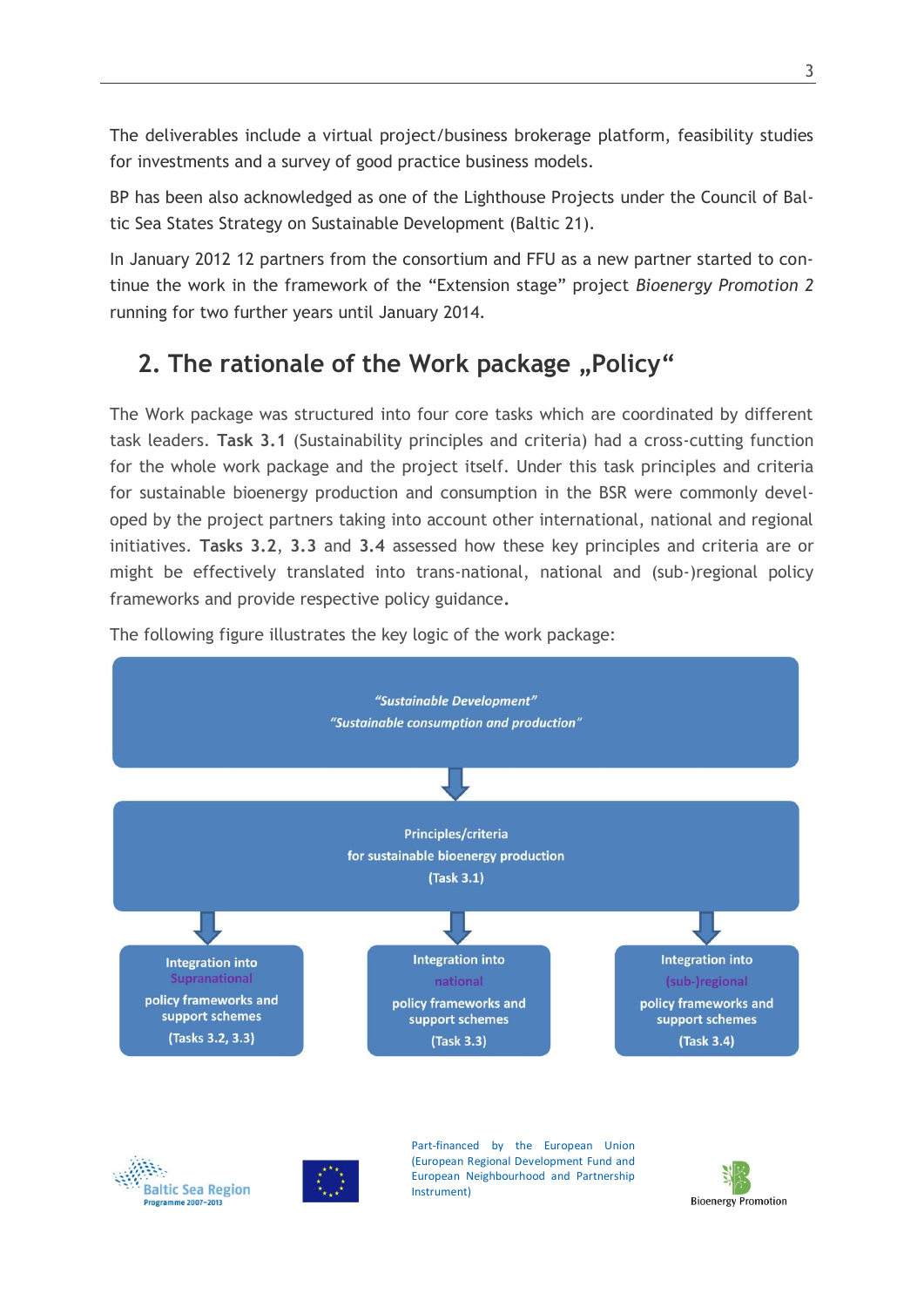The deliverables include a virtual project/business brokerage platform, feasibility studies for investments and a survey of good practice business models.

BP has been also acknowledged as one of the Lighthouse Projects under the Council of Baltic Sea States Strategy on Sustainable Development (Baltic 21).

In January 2012 12 partners from the consortium and FFU as a new partner started to continue the work in the framework of the "Extension stage" project *Bioenergy Promotion 2* running for two further years until January 2014.

## 2. The rationale of the Work package „Policy"

The Work package was structured into four core tasks which are coordinated by different task leaders. **Task 3.1** (Sustainability principles and criteria) had a cross-cutting function for the whole work package and the project itself. Under this task principles and criteria for sustainable bioenergy production and consumption in the BSR were commonly developed by the project partners taking into account other international, national and regional initiatives. **Tasks 3.2**, **3.3** and **3.4** assessed how these key principles and criteria are or might be effectively translated into trans-national, national and (sub-)regional policy frameworks and provide respective policy guidance.

The following figure illustrates the key logic of the work package:

*"Sustainable Development"*
*"Sustainable consumption and production"*

↓

Principles/criteria
for sustainable bioenergy production
(Task 3.1)

↓

| Integration into Supranational policy frameworks and support schemes (Tasks 3.2, 3.3) | Integration into national policy frameworks and support schemes (Task 3.3) | Integration into (sub-)regional policy frameworks and support schemes (Task 3.4) |
|---|---|---|

Part-financed by the European Union (European Regional Development Fund and European Neighbourhood and Partnership Instrument)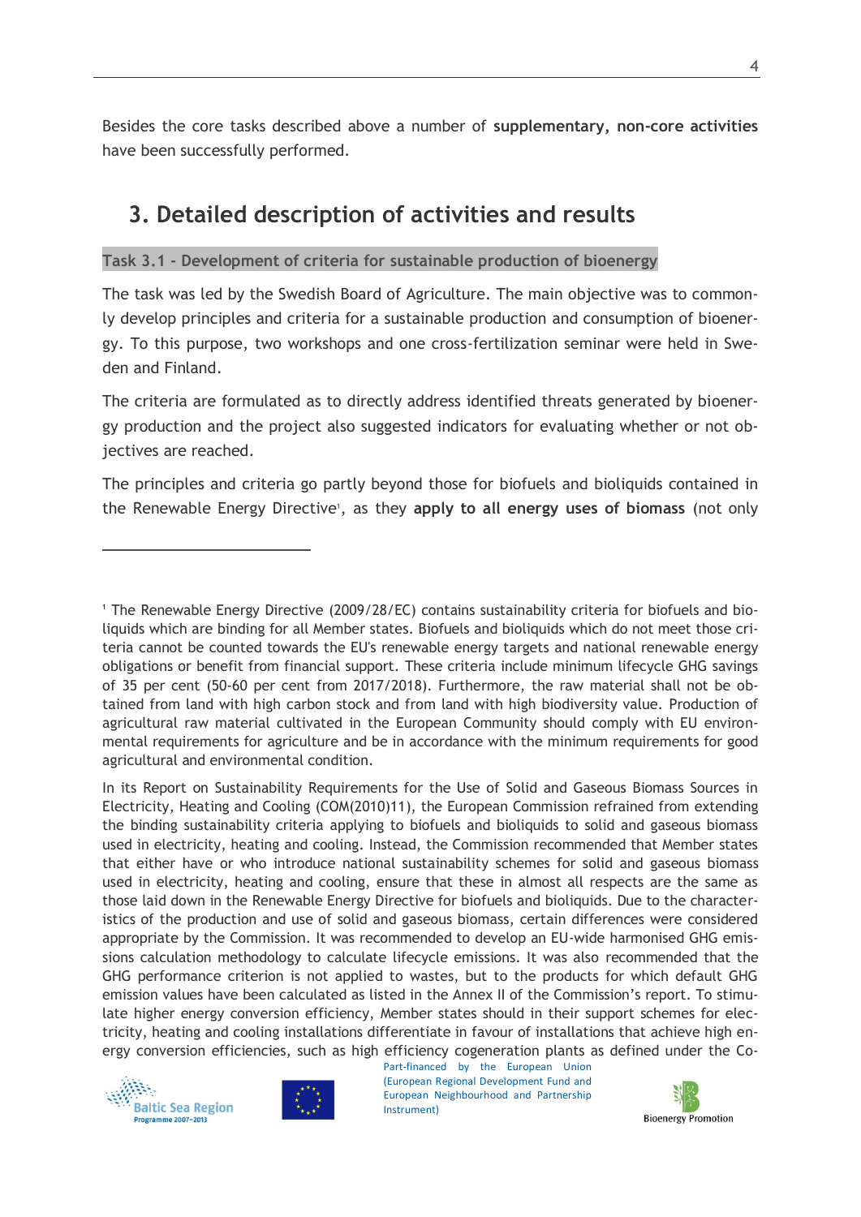Besides the core tasks described above a number of **supplementary, non-core activities** have been successfully performed.

# 3. Detailed description of activities and results

**Task 3.1 - Development of criteria for sustainable production of bioenergy**

The task was led by the Swedish Board of Agriculture. The main objective was to commonly develop principles and criteria for a sustainable production and consumption of bioenergy. To this purpose, two workshops and one cross-fertilization seminar were held in Sweden and Finland.

The criteria are formulated as to directly address identified threats generated by bioenergy production and the project also suggested indicators for evaluating whether or not objectives are reached.

The principles and criteria go partly beyond those for biofuels and bioliquids contained in the Renewable Energy Directive[1], as they **apply to all energy uses of biomass** (not only

---

[1] The Renewable Energy Directive (2009/28/EC) contains sustainability criteria for biofuels and bioliquids which are binding for all Member states. Biofuels and bioliquids which do not meet those criteria cannot be counted towards the EU's renewable energy targets and national renewable energy obligations or benefit from financial support. These criteria include minimum lifecycle GHG savings of 35 per cent (50-60 per cent from 2017/2018). Furthermore, the raw material shall not be obtained from land with high carbon stock and from land with high biodiversity value. Production of agricultural raw material cultivated in the European Community should comply with EU environmental requirements for agriculture and be in accordance with the minimum requirements for good agricultural and environmental condition.

In its Report on Sustainability Requirements for the Use of Solid and Gaseous Biomass Sources in Electricity, Heating and Cooling (COM(2010)11), the European Commission refrained from extending the binding sustainability criteria applying to biofuels and bioliquids to solid and gaseous biomass used in electricity, heating and cooling. Instead, the Commission recommended that Member states that either have or who introduce national sustainability schemes for solid and gaseous biomass used in electricity, heating and cooling, ensure that these in almost all respects are the same as those laid down in the Renewable Energy Directive for biofuels and bioliquids. Due to the characteristics of the production and use of solid and gaseous biomass, certain differences were considered appropriate by the Commission. It was recommended to develop an EU-wide harmonised GHG emissions calculation methodology to calculate lifecycle emissions. It was also recommended that the GHG performance criterion is not applied to wastes, but to the products for which default GHG emission values have been calculated as listed in the Annex II of the Commission's report. To stimulate higher energy conversion efficiency, Member states should in their support schemes for electricity, heating and cooling installations differentiate in favour of installations that achieve high energy conversion efficiencies, such as high efficiency cogeneration plants as defined under the Co-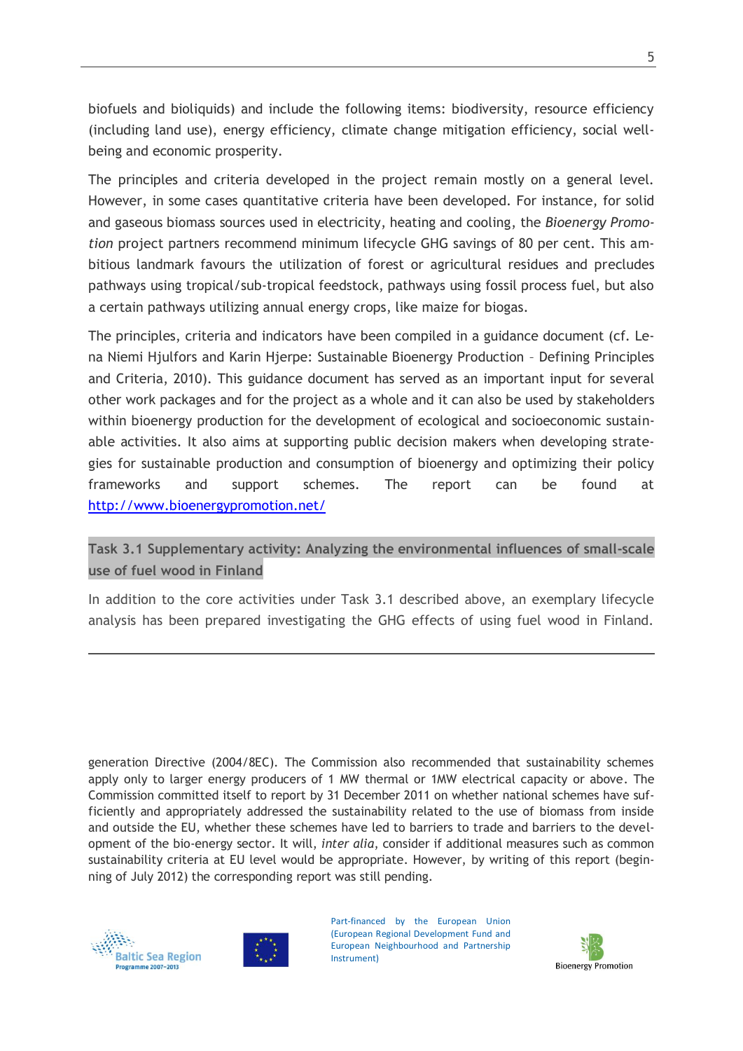biofuels and bioliquids) and include the following items: biodiversity, resource efficiency (including land use), energy efficiency, climate change mitigation efficiency, social well-being and economic prosperity.

The principles and criteria developed in the project remain mostly on a general level. However, in some cases quantitative criteria have been developed. For instance, for solid and gaseous biomass sources used in electricity, heating and cooling, the *Bioenergy Promotion* project partners recommend minimum lifecycle GHG savings of 80 per cent. This ambitious landmark favours the utilization of forest or agricultural residues and precludes pathways using tropical/sub-tropical feedstock, pathways using fossil process fuel, but also a certain pathways utilizing annual energy crops, like maize for biogas.

The principles, criteria and indicators have been compiled in a guidance document (cf. Lena Niemi Hjulfors and Karin Hjerpe: Sustainable Bioenergy Production – Defining Principles and Criteria, 2010). This guidance document has served as an important input for several other work packages and for the project as a whole and it can also be used by stakeholders within bioenergy production for the development of ecological and socioeconomic sustainable activities. It also aims at supporting public decision makers when developing strategies for sustainable production and consumption of bioenergy and optimizing their policy frameworks and support schemes. The report can be found at http://www.bioenergypromotion.net/

### Task 3.1 Supplementary activity: Analyzing the environmental influences of small-scale use of fuel wood in Finland

In addition to the core activities under Task 3.1 described above, an exemplary lifecycle analysis has been prepared investigating the GHG effects of using fuel wood in Finland.

---

generation Directive (2004/8EC). The Commission also recommended that sustainability schemes apply only to larger energy producers of 1 MW thermal or 1MW electrical capacity or above. The Commission committed itself to report by 31 December 2011 on whether national schemes have sufficiently and appropriately addressed the sustainability related to the use of biomass from inside and outside the EU, whether these schemes have led to barriers to trade and barriers to the development of the bio-energy sector. It will, *inter alia*, consider if additional measures such as common sustainability criteria at EU level would be appropriate. However, by writing of this report (beginning of July 2012) the corresponding report was still pending.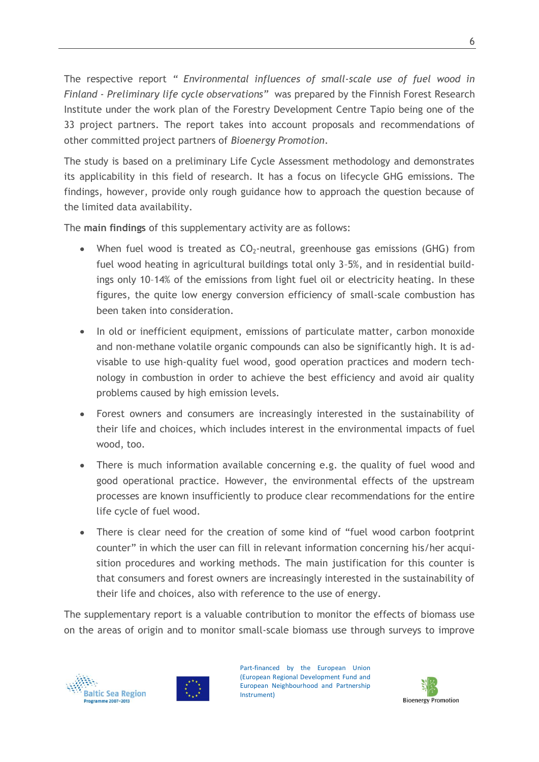The respective report *" Environmental influences of small-scale use of fuel wood in Finland - Preliminary life cycle observations"* was prepared by the Finnish Forest Research Institute under the work plan of the Forestry Development Centre Tapio being one of the 33 project partners. The report takes into account proposals and recommendations of other committed project partners of *Bioenergy Promotion*.

The study is based on a preliminary Life Cycle Assessment methodology and demonstrates its applicability in this field of research. It has a focus on lifecycle GHG emissions. The findings, however, provide only rough guidance how to approach the question because of the limited data availability.

The **main findings** of this supplementary activity are as follows:

- When fuel wood is treated as $CO_2$-neutral, greenhouse gas emissions (GHG) from fuel wood heating in agricultural buildings total only 3–5%, and in residential buildings only 10–14% of the emissions from light fuel oil or electricity heating. In these figures, the quite low energy conversion efficiency of small-scale combustion has been taken into consideration.
- In old or inefficient equipment, emissions of particulate matter, carbon monoxide and non-methane volatile organic compounds can also be significantly high. It is advisable to use high-quality fuel wood, good operation practices and modern technology in combustion in order to achieve the best efficiency and avoid air quality problems caused by high emission levels.
- Forest owners and consumers are increasingly interested in the sustainability of their life and choices, which includes interest in the environmental impacts of fuel wood, too.
- There is much information available concerning e.g. the quality of fuel wood and good operational practice. However, the environmental effects of the upstream processes are known insufficiently to produce clear recommendations for the entire life cycle of fuel wood.
- There is clear need for the creation of some kind of "fuel wood carbon footprint counter" in which the user can fill in relevant information concerning his/her acquisition procedures and working methods. The main justification for this counter is that consumers and forest owners are increasingly interested in the sustainability of their life and choices, also with reference to the use of energy.

The supplementary report is a valuable contribution to monitor the effects of biomass use on the areas of origin and to monitor small-scale biomass use through surveys to improve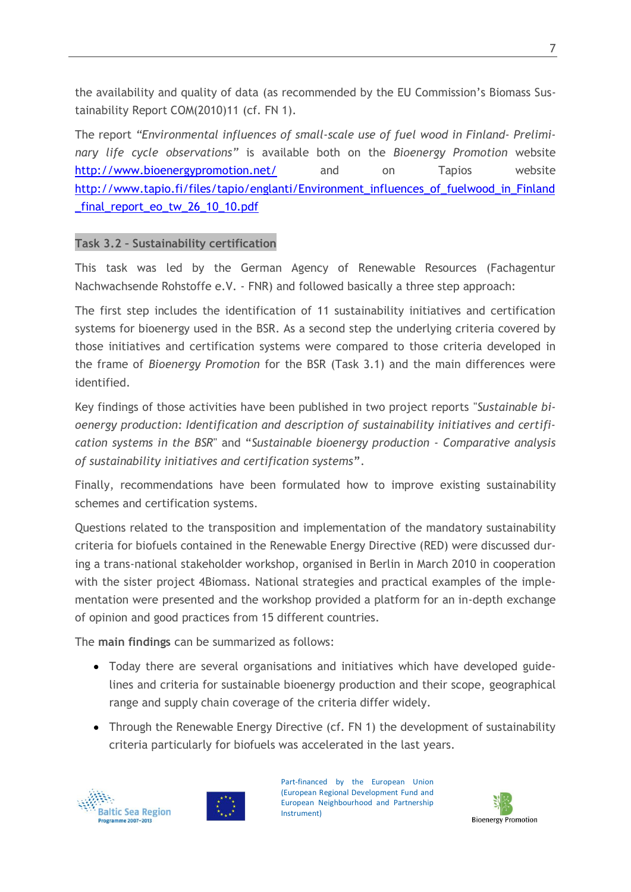the availability and quality of data (as recommended by the EU Commission's Biomass Sustainability Report COM(2010)11 (cf. FN 1).

The report *"Environmental influences of small-scale use of fuel wood in Finland- Preliminary life cycle observations"* is available both on the *Bioenergy Promotion* website http://www.bioenergypromotion.net/ and on Tapios website http://www.tapio.fi/files/tapio/englanti/Environment_influences_of_fuelwood_in_Finland_final_report_eo_tw_26_10_10.pdf

### Task 3.2 – Sustainability certification

This task was led by the German Agency of Renewable Resources (Fachagentur Nachwachsende Rohstoffe e.V. - FNR) and followed basically a three step approach:

The first step includes the identification of 11 sustainability initiatives and certification systems for bioenergy used in the BSR. As a second step the underlying criteria covered by those initiatives and certification systems were compared to those criteria developed in the frame of *Bioenergy Promotion* for the BSR (Task 3.1) and the main differences were identified.

Key findings of those activities have been published in two project reports "*Sustainable bioenergy production: Identification and description of sustainability initiatives and certification systems in the BSR*" and "*Sustainable bioenergy production - Comparative analysis of sustainability initiatives and certification systems*".

Finally, recommendations have been formulated how to improve existing sustainability schemes and certification systems.

Questions related to the transposition and implementation of the mandatory sustainability criteria for biofuels contained in the Renewable Energy Directive (RED) were discussed during a trans-national stakeholder workshop, organised in Berlin in March 2010 in cooperation with the sister project 4Biomass. National strategies and practical examples of the implementation were presented and the workshop provided a platform for an in-depth exchange of opinion and good practices from 15 different countries.

The **main findings** can be summarized as follows:

- Today there are several organisations and initiatives which have developed guidelines and criteria for sustainable bioenergy production and their scope, geographical range and supply chain coverage of the criteria differ widely.
- Through the Renewable Energy Directive (cf. FN 1) the development of sustainability criteria particularly for biofuels was accelerated in the last years.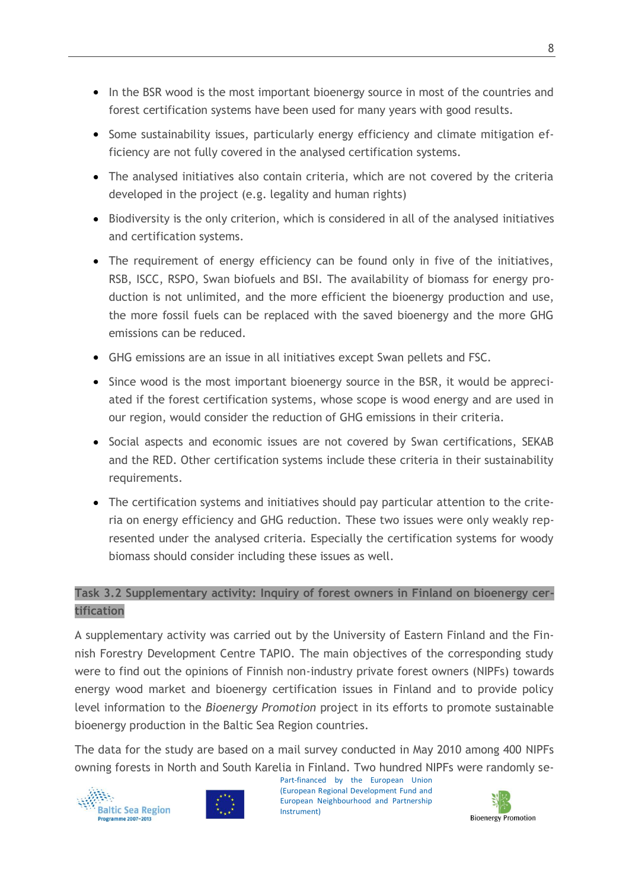- In the BSR wood is the most important bioenergy source in most of the countries and forest certification systems have been used for many years with good results.
- Some sustainability issues, particularly energy efficiency and climate mitigation efficiency are not fully covered in the analysed certification systems.
- The analysed initiatives also contain criteria, which are not covered by the criteria developed in the project (e.g. legality and human rights)
- Biodiversity is the only criterion, which is considered in all of the analysed initiatives and certification systems.
- The requirement of energy efficiency can be found only in five of the initiatives, RSB, ISCC, RSPO, Swan biofuels and BSI. The availability of biomass for energy production is not unlimited, and the more efficient the bioenergy production and use, the more fossil fuels can be replaced with the saved bioenergy and the more GHG emissions can be reduced.
- GHG emissions are an issue in all initiatives except Swan pellets and FSC.
- Since wood is the most important bioenergy source in the BSR, it would be appreciated if the forest certification systems, whose scope is wood energy and are used in our region, would consider the reduction of GHG emissions in their criteria.
- Social aspects and economic issues are not covered by Swan certifications, SEKAB and the RED. Other certification systems include these criteria in their sustainability requirements.
- The certification systems and initiatives should pay particular attention to the criteria on energy efficiency and GHG reduction. These two issues were only weakly represented under the analysed criteria. Especially the certification systems for woody biomass should consider including these issues as well.

### Task 3.2 Supplementary activity: Inquiry of forest owners in Finland on bioenergy certification

A supplementary activity was carried out by the University of Eastern Finland and the Finnish Forestry Development Centre TAPIO. The main objectives of the corresponding study were to find out the opinions of Finnish non-industry private forest owners (NIPFs) towards energy wood market and bioenergy certification issues in Finland and to provide policy level information to the *Bioenergy Promotion* project in its efforts to promote sustainable bioenergy production in the Baltic Sea Region countries.

The data for the study are based on a mail survey conducted in May 2010 among 400 NIPFs owning forests in North and South Karelia in Finland. Two hundred NIPFs were randomly se-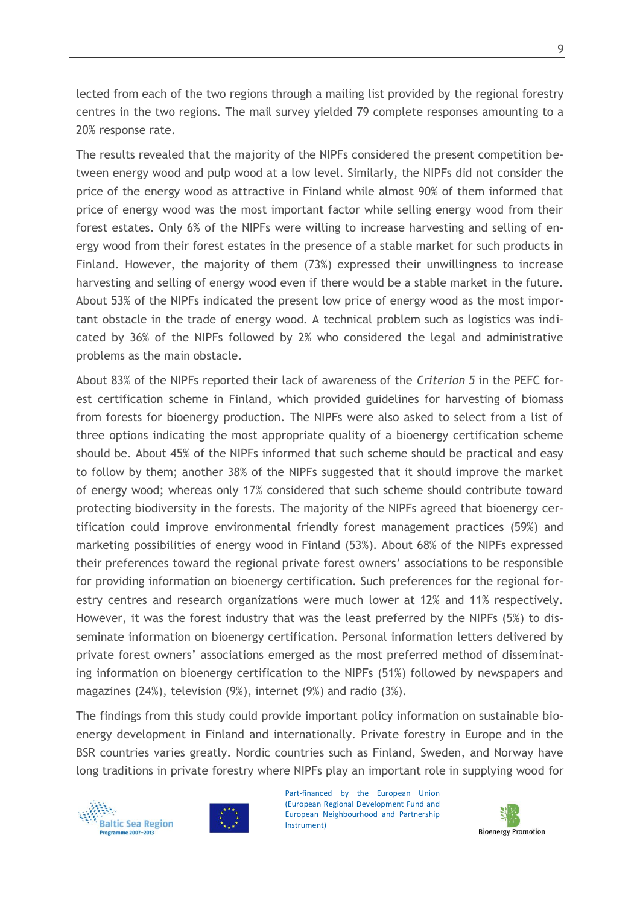lected from each of the two regions through a mailing list provided by the regional forestry centres in the two regions. The mail survey yielded 79 complete responses amounting to a 20% response rate.

The results revealed that the majority of the NIPFs considered the present competition between energy wood and pulp wood at a low level. Similarly, the NIPFs did not consider the price of the energy wood as attractive in Finland while almost 90% of them informed that price of energy wood was the most important factor while selling energy wood from their forest estates. Only 6% of the NIPFs were willing to increase harvesting and selling of energy wood from their forest estates in the presence of a stable market for such products in Finland. However, the majority of them (73%) expressed their unwillingness to increase harvesting and selling of energy wood even if there would be a stable market in the future. About 53% of the NIPFs indicated the present low price of energy wood as the most important obstacle in the trade of energy wood. A technical problem such as logistics was indicated by 36% of the NIPFs followed by 2% who considered the legal and administrative problems as the main obstacle.

About 83% of the NIPFs reported their lack of awareness of the *Criterion 5* in the PEFC forest certification scheme in Finland, which provided guidelines for harvesting of biomass from forests for bioenergy production. The NIPFs were also asked to select from a list of three options indicating the most appropriate quality of a bioenergy certification scheme should be. About 45% of the NIPFs informed that such scheme should be practical and easy to follow by them; another 38% of the NIPFs suggested that it should improve the market of energy wood; whereas only 17% considered that such scheme should contribute toward protecting biodiversity in the forests. The majority of the NIPFs agreed that bioenergy certification could improve environmental friendly forest management practices (59%) and marketing possibilities of energy wood in Finland (53%). About 68% of the NIPFs expressed their preferences toward the regional private forest owners' associations to be responsible for providing information on bioenergy certification. Such preferences for the regional forestry centres and research organizations were much lower at 12% and 11% respectively. However, it was the forest industry that was the least preferred by the NIPFs (5%) to disseminate information on bioenergy certification. Personal information letters delivered by private forest owners' associations emerged as the most preferred method of disseminating information on bioenergy certification to the NIPFs (51%) followed by newspapers and magazines (24%), television (9%), internet (9%) and radio (3%).

The findings from this study could provide important policy information on sustainable bioenergy development in Finland and internationally. Private forestry in Europe and in the BSR countries varies greatly. Nordic countries such as Finland, Sweden, and Norway have long traditions in private forestry where NIPFs play an important role in supplying wood for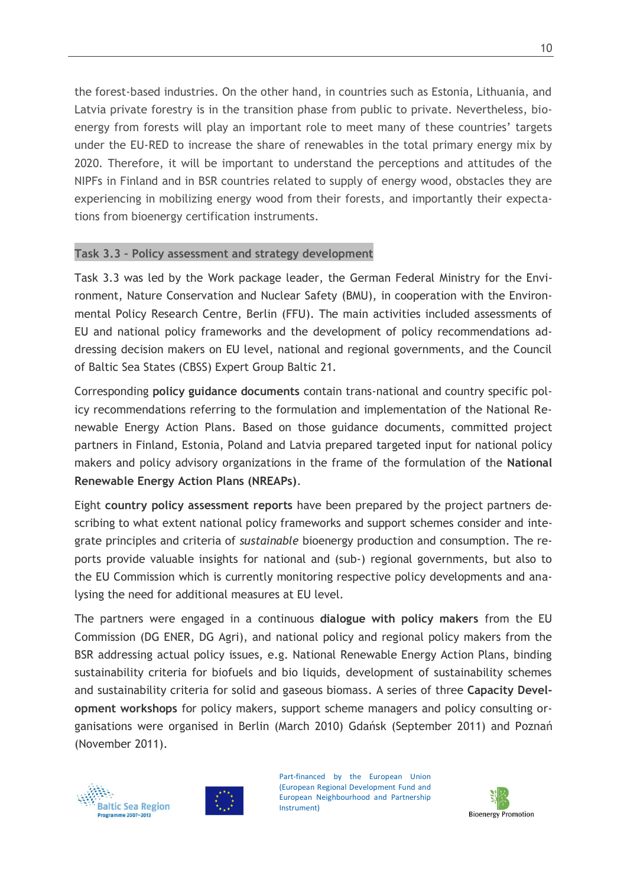the forest-based industries. On the other hand, in countries such as Estonia, Lithuania, and Latvia private forestry is in the transition phase from public to private. Nevertheless, bioenergy from forests will play an important role to meet many of these countries' targets under the EU-RED to increase the share of renewables in the total primary energy mix by 2020. Therefore, it will be important to understand the perceptions and attitudes of the NIPFs in Finland and in BSR countries related to supply of energy wood, obstacles they are experiencing in mobilizing energy wood from their forests, and importantly their expectations from bioenergy certification instruments.

### Task 3.3 – Policy assessment and strategy development

Task 3.3 was led by the Work package leader, the German Federal Ministry for the Environment, Nature Conservation and Nuclear Safety (BMU), in cooperation with the Environmental Policy Research Centre, Berlin (FFU). The main activities included assessments of EU and national policy frameworks and the development of policy recommendations addressing decision makers on EU level, national and regional governments, and the Council of Baltic Sea States (CBSS) Expert Group Baltic 21.

Corresponding **policy guidance documents** contain trans-national and country specific policy recommendations referring to the formulation and implementation of the National Renewable Energy Action Plans. Based on those guidance documents, committed project partners in Finland, Estonia, Poland and Latvia prepared targeted input for national policy makers and policy advisory organizations in the frame of the formulation of the **National Renewable Energy Action Plans (NREAPs)**.

Eight **country policy assessment reports** have been prepared by the project partners describing to what extent national policy frameworks and support schemes consider and integrate principles and criteria of *sustainable* bioenergy production and consumption. The reports provide valuable insights for national and (sub-) regional governments, but also to the EU Commission which is currently monitoring respective policy developments and analysing the need for additional measures at EU level.

The partners were engaged in a continuous **dialogue with policy makers** from the EU Commission (DG ENER, DG Agri), and national policy and regional policy makers from the BSR addressing actual policy issues, e.g. National Renewable Energy Action Plans, binding sustainability criteria for biofuels and bio liquids, development of sustainability schemes and sustainability criteria for solid and gaseous biomass. A series of three **Capacity Development workshops** for policy makers, support scheme managers and policy consulting organisations were organised in Berlin (March 2010) Gdańsk (September 2011) and Poznań (November 2011).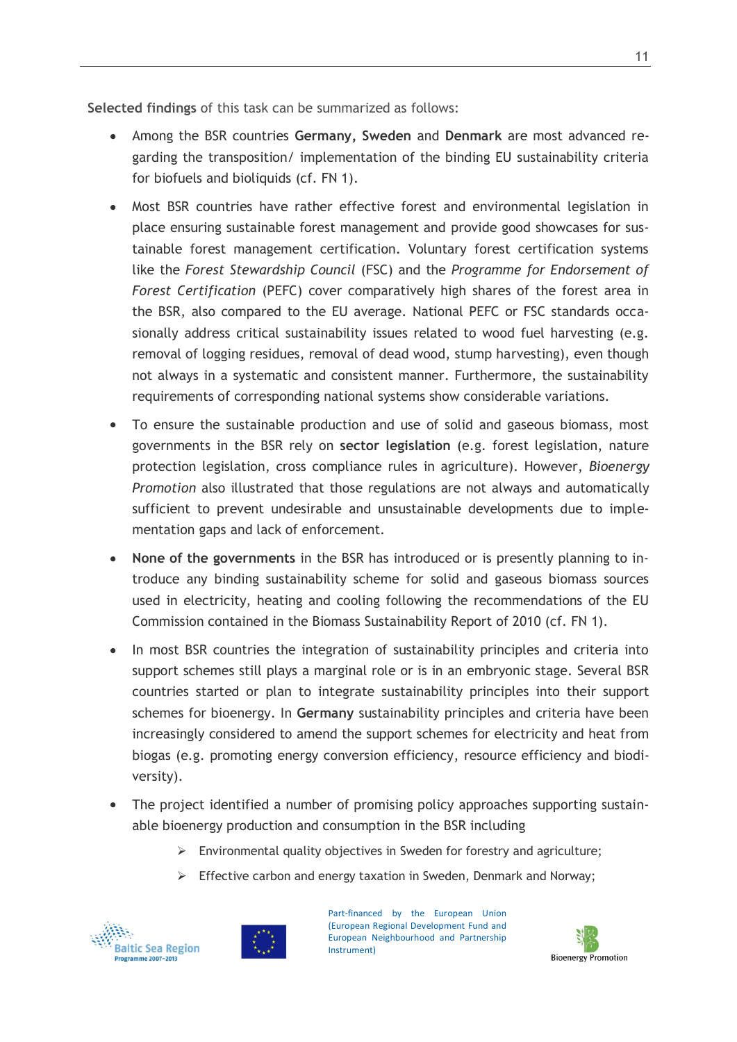**Selected findings** of this task can be summarized as follows:

- Among the BSR countries **Germany, Sweden** and **Denmark** are most advanced regarding the transposition/ implementation of the binding EU sustainability criteria for biofuels and bioliquids (cf. FN 1).
- Most BSR countries have rather effective forest and environmental legislation in place ensuring sustainable forest management and provide good showcases for sustainable forest management certification. Voluntary forest certification systems like the *Forest Stewardship Council* (FSC) and the *Programme for Endorsement of Forest Certification* (PEFC) cover comparatively high shares of the forest area in the BSR, also compared to the EU average. National PEFC or FSC standards occasionally address critical sustainability issues related to wood fuel harvesting (e.g. removal of logging residues, removal of dead wood, stump harvesting), even though not always in a systematic and consistent manner. Furthermore, the sustainability requirements of corresponding national systems show considerable variations.
- To ensure the sustainable production and use of solid and gaseous biomass, most governments in the BSR rely on **sector legislation** (e.g. forest legislation, nature protection legislation, cross compliance rules in agriculture). However, *Bioenergy Promotion* also illustrated that those regulations are not always and automatically sufficient to prevent undesirable and unsustainable developments due to implementation gaps and lack of enforcement.
- **None of the governments** in the BSR has introduced or is presently planning to introduce any binding sustainability scheme for solid and gaseous biomass sources used in electricity, heating and cooling following the recommendations of the EU Commission contained in the Biomass Sustainability Report of 2010 (cf. FN 1).
- In most BSR countries the integration of sustainability principles and criteria into support schemes still plays a marginal role or is in an embryonic stage. Several BSR countries started or plan to integrate sustainability principles into their support schemes for bioenergy. In **Germany** sustainability principles and criteria have been increasingly considered to amend the support schemes for electricity and heat from biogas (e.g. promoting energy conversion efficiency, resource efficiency and biodiversity).
- The project identified a number of promising policy approaches supporting sustainable bioenergy production and consumption in the BSR including
  - Environmental quality objectives in Sweden for forestry and agriculture;
  - Effective carbon and energy taxation in Sweden, Denmark and Norway;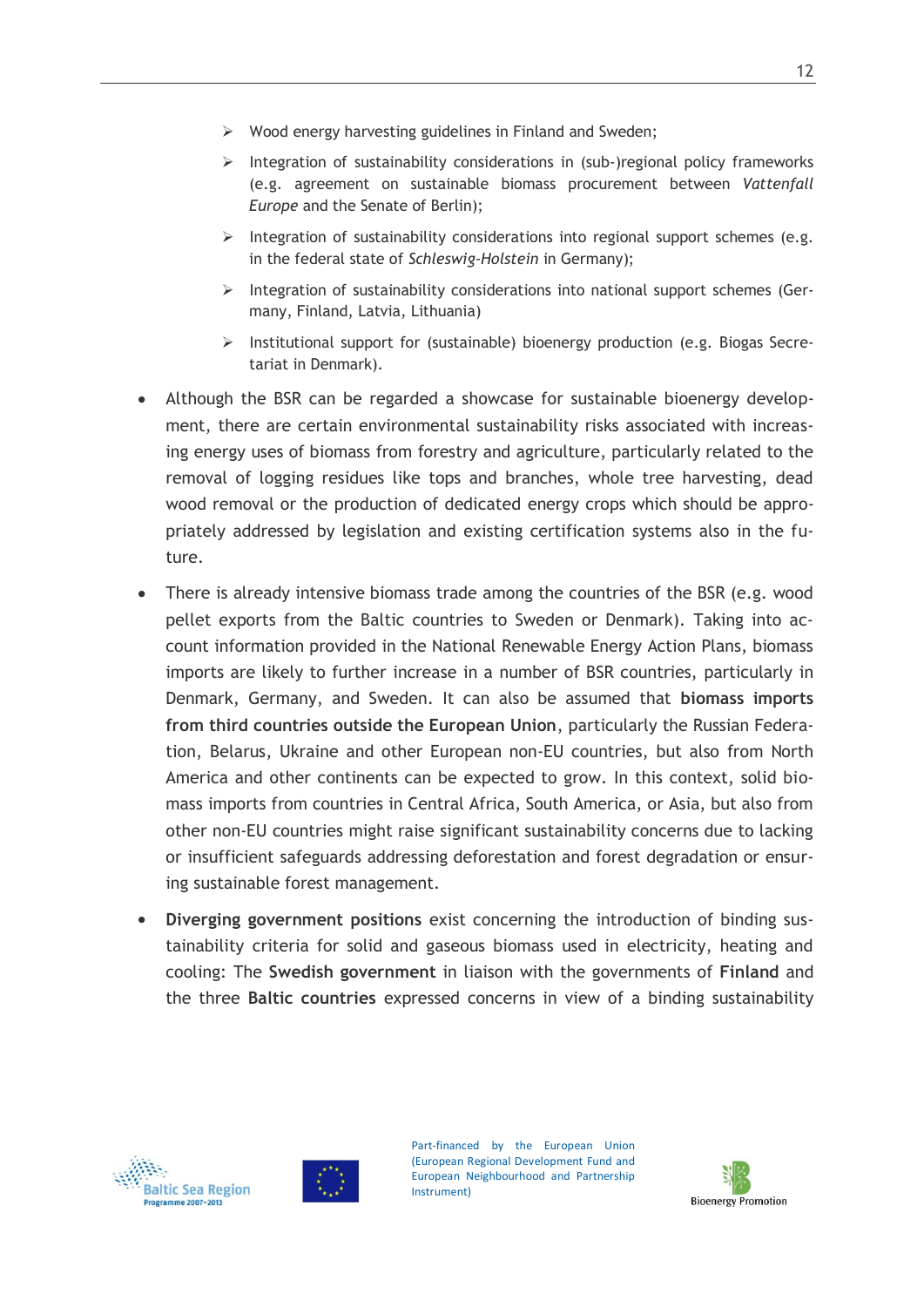- Wood energy harvesting guidelines in Finland and Sweden;
  - Integration of sustainability considerations in (sub-)regional policy frameworks (e.g. agreement on sustainable biomass procurement between *Vattenfall Europe* and the Senate of Berlin);
  - Integration of sustainability considerations into regional support schemes (e.g. in the federal state of *Schleswig-Holstein* in Germany);
  - Integration of sustainability considerations into national support schemes (Germany, Finland, Latvia, Lithuania)
  - Institutional support for (sustainable) bioenergy production (e.g. Biogas Secretariat in Denmark).

- Although the BSR can be regarded a showcase for sustainable bioenergy development, there are certain environmental sustainability risks associated with increasing energy uses of biomass from forestry and agriculture, particularly related to the removal of logging residues like tops and branches, whole tree harvesting, dead wood removal or the production of dedicated energy crops which should be appropriately addressed by legislation and existing certification systems also in the future.

- There is already intensive biomass trade among the countries of the BSR (e.g. wood pellet exports from the Baltic countries to Sweden or Denmark). Taking into account information provided in the National Renewable Energy Action Plans, biomass imports are likely to further increase in a number of BSR countries, particularly in Denmark, Germany, and Sweden. It can also be assumed that **biomass imports from third countries outside the European Union**, particularly the Russian Federation, Belarus, Ukraine and other European non-EU countries, but also from North America and other continents can be expected to grow. In this context, solid biomass imports from countries in Central Africa, South America, or Asia, but also from other non-EU countries might raise significant sustainability concerns due to lacking or insufficient safeguards addressing deforestation and forest degradation or ensuring sustainable forest management.

- **Diverging government positions** exist concerning the introduction of binding sustainability criteria for solid and gaseous biomass used in electricity, heating and cooling: The **Swedish government** in liaison with the governments of **Finland** and the three **Baltic countries** expressed concerns in view of a binding sustainability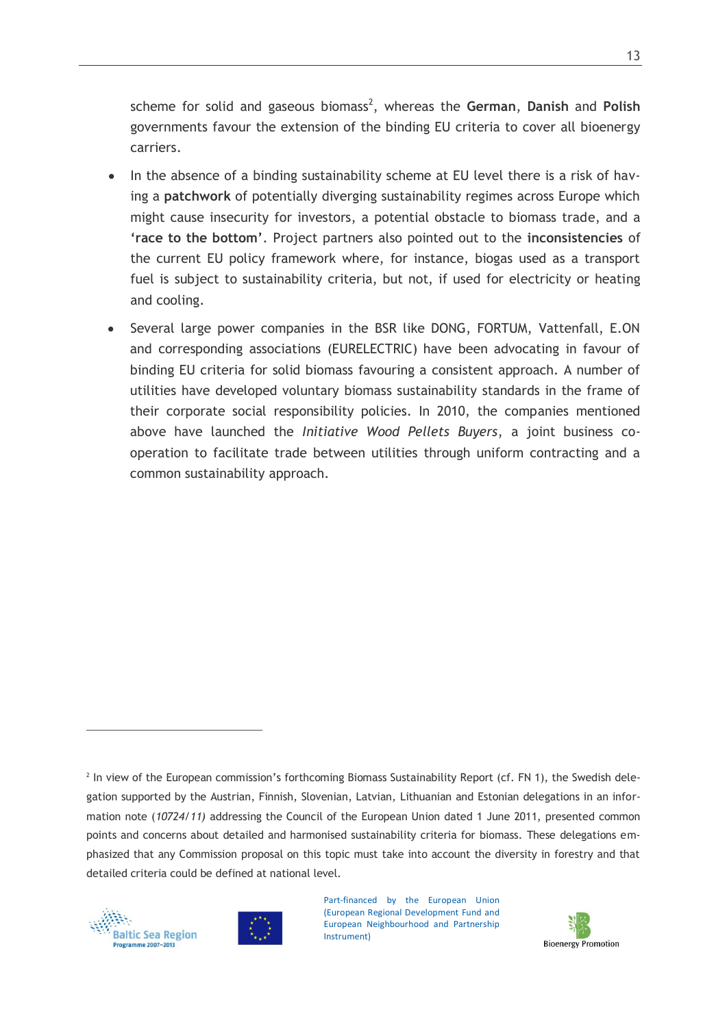scheme for solid and gaseous biomass[2], whereas the **German**, **Danish** and **Polish** governments favour the extension of the binding EU criteria to cover all bioenergy carriers.

- In the absence of a binding sustainability scheme at EU level there is a risk of having a **patchwork** of potentially diverging sustainability regimes across Europe which might cause insecurity for investors, a potential obstacle to biomass trade, and a **'race to the bottom'**. Project partners also pointed out to the **inconsistencies** of the current EU policy framework where, for instance, biogas used as a transport fuel is subject to sustainability criteria, but not, if used for electricity or heating and cooling.
- Several large power companies in the BSR like DONG, FORTUM, Vattenfall, E.ON and corresponding associations (EURELECTRIC) have been advocating in favour of binding EU criteria for solid biomass favouring a consistent approach. A number of utilities have developed voluntary biomass sustainability standards in the frame of their corporate social responsibility policies. In 2010, the companies mentioned above have launched the *Initiative Wood Pellets Buyers*, a joint business co-operation to facilitate trade between utilities through uniform contracting and a common sustainability approach.

---

[2] In view of the European commission's forthcoming Biomass Sustainability Report (cf. FN 1), the Swedish delegation supported by the Austrian, Finnish, Slovenian, Latvian, Lithuanian and Estonian delegations in an information note (*10724/11)* addressing the Council of the European Union dated 1 June 2011, presented common points and concerns about detailed and harmonised sustainability criteria for biomass. These delegations emphasized that any Commission proposal on this topic must take into account the diversity in forestry and that detailed criteria could be defined at national level.

Part-financed by the European Union (European Regional Development Fund and European Neighbourhood and Partnership Instrument)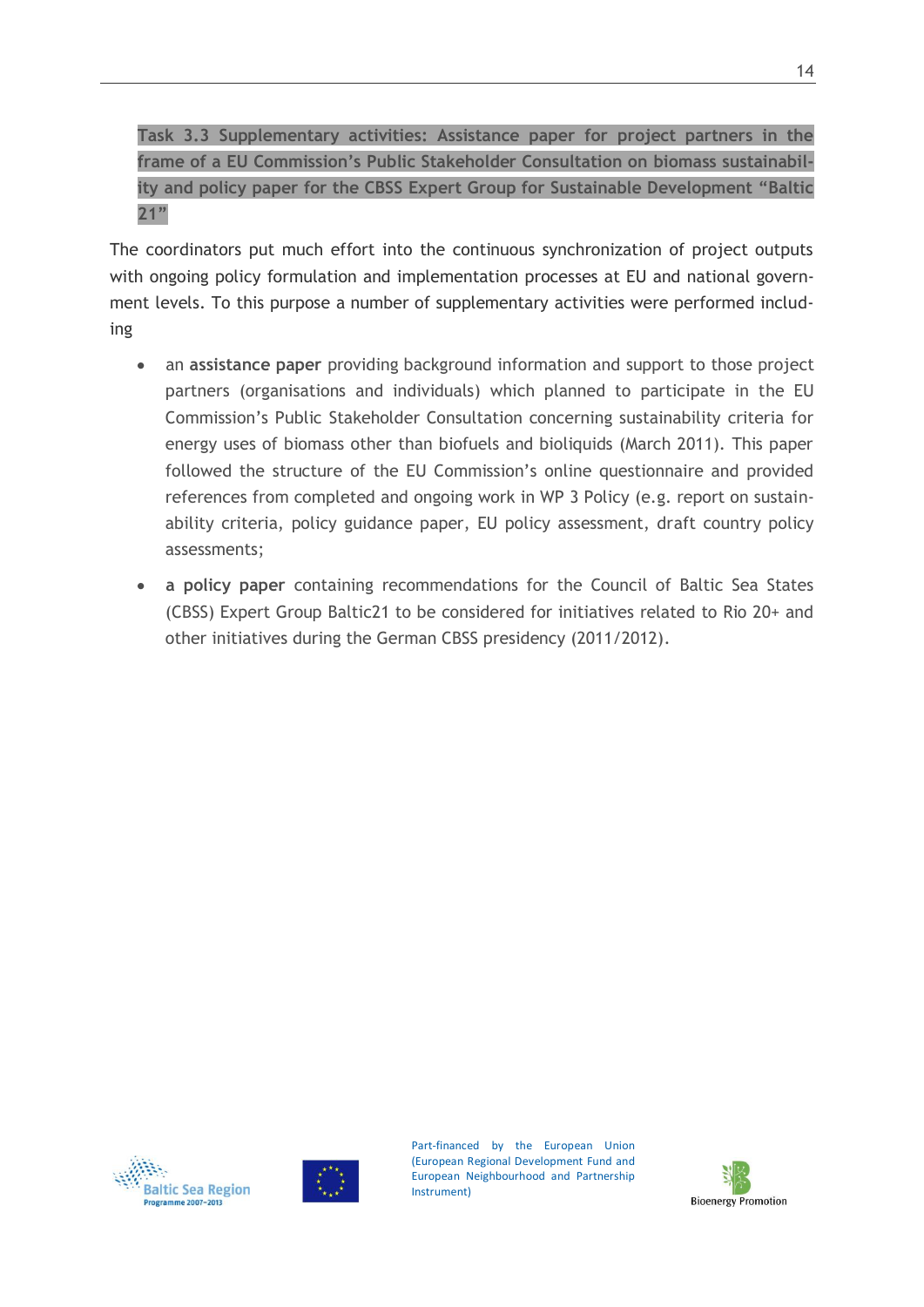### Task 3.3 Supplementary activities: Assistance paper for project partners in the frame of a EU Commission's Public Stakeholder Consultation on biomass sustainability and policy paper for the CBSS Expert Group for Sustainable Development "Baltic 21"

The coordinators put much effort into the continuous synchronization of project outputs with ongoing policy formulation and implementation processes at EU and national government levels. To this purpose a number of supplementary activities were performed including

- an **assistance paper** providing background information and support to those project partners (organisations and individuals) which planned to participate in the EU Commission's Public Stakeholder Consultation concerning sustainability criteria for energy uses of biomass other than biofuels and bioliquids (March 2011). This paper followed the structure of the EU Commission's online questionnaire and provided references from completed and ongoing work in WP 3 Policy (e.g. report on sustainability criteria, policy guidance paper, EU policy assessment, draft country policy assessments;
- **a policy paper** containing recommendations for the Council of Baltic Sea States (CBSS) Expert Group Baltic21 to be considered for initiatives related to Rio 20+ and other initiatives during the German CBSS presidency (2011/2012).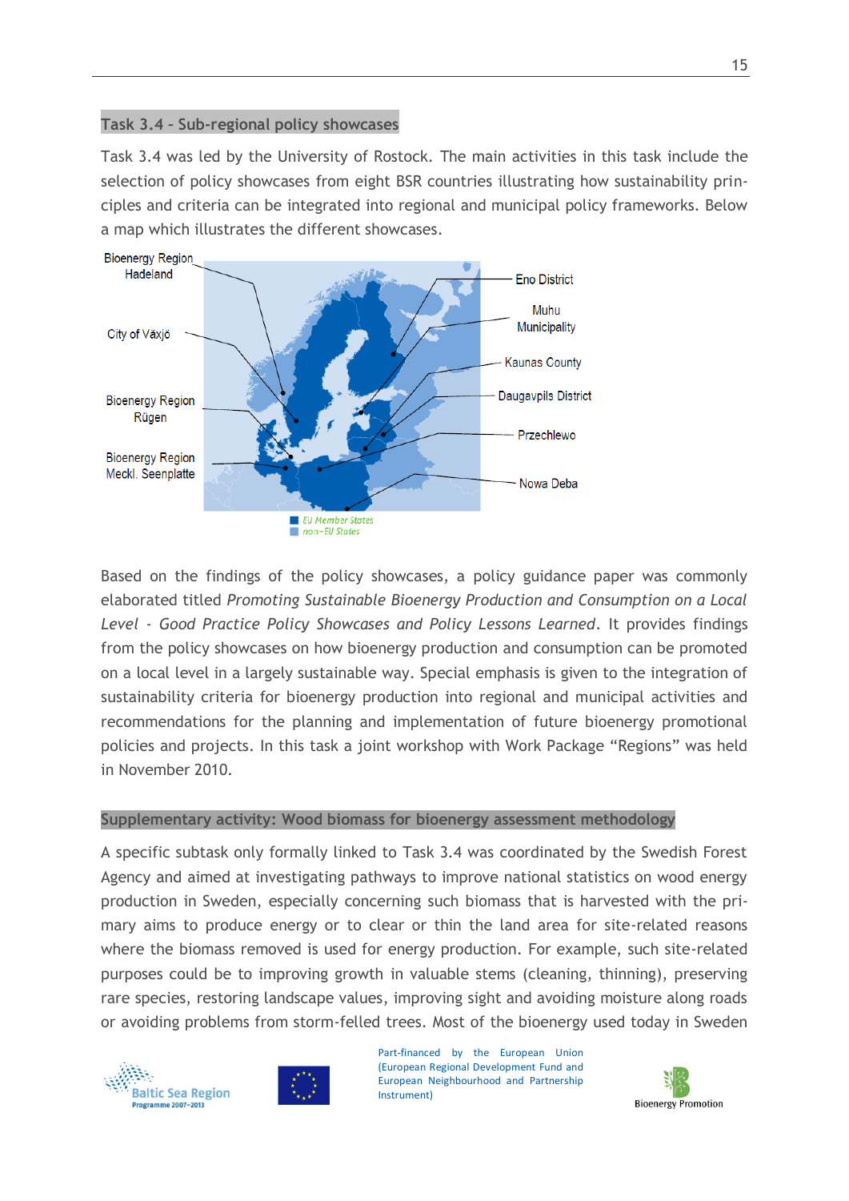## Task 3.4 – Sub-regional policy showcases

Task 3.4 was led by the University of Rostock. The main activities in this task include the selection of policy showcases from eight BSR countries illustrating how sustainability principles and criteria can be integrated into regional and municipal policy frameworks. Below a map which illustrates the different showcases.

Based on the findings of the policy showcases, a policy guidance paper was commonly elaborated titled *Promoting Sustainable Bioenergy Production and Consumption on a Local Level - Good Practice Policy Showcases and Policy Lessons Learned*. It provides findings from the policy showcases on how bioenergy production and consumption can be promoted on a local level in a largely sustainable way. Special emphasis is given to the integration of sustainability criteria for bioenergy production into regional and municipal activities and recommendations for the planning and implementation of future bioenergy promotional policies and projects. In this task a joint workshop with Work Package "Regions" was held in November 2010.

## Supplementary activity: Wood biomass for bioenergy assessment methodology

A specific subtask only formally linked to Task 3.4 was coordinated by the Swedish Forest Agency and aimed at investigating pathways to improve national statistics on wood energy production in Sweden, especially concerning such biomass that is harvested with the primary aims to produce energy or to clear or thin the land area for site-related reasons where the biomass removed is used for energy production. For example, such site-related purposes could be to improving growth in valuable stems (cleaning, thinning), preserving rare species, restoring landscape values, improving sight and avoiding moisture along roads or avoiding problems from storm-felled trees. Most of the bioenergy used today in Sweden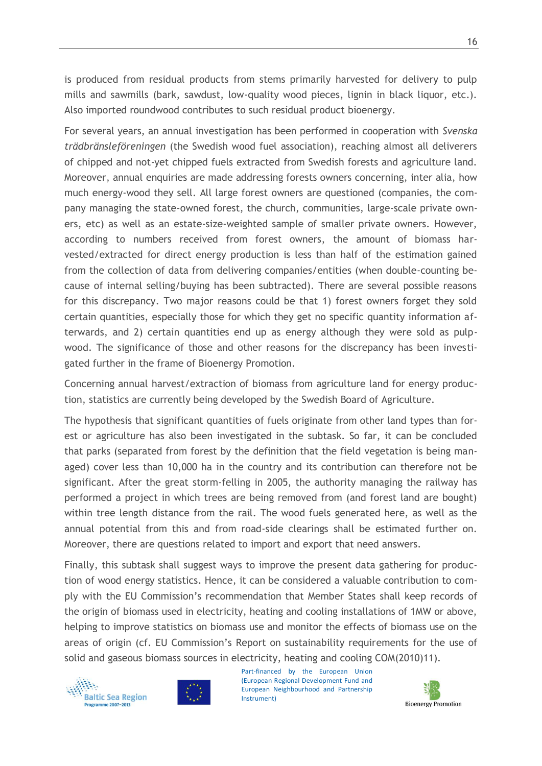is produced from residual products from stems primarily harvested for delivery to pulp mills and sawmills (bark, sawdust, low-quality wood pieces, lignin in black liquor, etc.). Also imported roundwood contributes to such residual product bioenergy.

For several years, an annual investigation has been performed in cooperation with *Svenska trädbränsleföreningen* (the Swedish wood fuel association), reaching almost all deliverers of chipped and not-yet chipped fuels extracted from Swedish forests and agriculture land. Moreover, annual enquiries are made addressing forests owners concerning, inter alia, how much energy-wood they sell. All large forest owners are questioned (companies, the company managing the state-owned forest, the church, communities, large-scale private owners, etc) as well as an estate-size-weighted sample of smaller private owners. However, according to numbers received from forest owners, the amount of biomass harvested/extracted for direct energy production is less than half of the estimation gained from the collection of data from delivering companies/entities (when double-counting because of internal selling/buying has been subtracted). There are several possible reasons for this discrepancy. Two major reasons could be that 1) forest owners forget they sold certain quantities, especially those for which they get no specific quantity information afterwards, and 2) certain quantities end up as energy although they were sold as pulpwood. The significance of those and other reasons for the discrepancy has been investigated further in the frame of Bioenergy Promotion.

Concerning annual harvest/extraction of biomass from agriculture land for energy production, statistics are currently being developed by the Swedish Board of Agriculture.

The hypothesis that significant quantities of fuels originate from other land types than forest or agriculture has also been investigated in the subtask. So far, it can be concluded that parks (separated from forest by the definition that the field vegetation is being managed) cover less than 10,000 ha in the country and its contribution can therefore not be significant. After the great storm-felling in 2005, the authority managing the railway has performed a project in which trees are being removed from (and forest land are bought) within tree length distance from the rail. The wood fuels generated here, as well as the annual potential from this and from road-side clearings shall be estimated further on. Moreover, there are questions related to import and export that need answers.

Finally, this subtask shall suggest ways to improve the present data gathering for production of wood energy statistics. Hence, it can be considered a valuable contribution to comply with the EU Commission's recommendation that Member States shall keep records of the origin of biomass used in electricity, heating and cooling installations of 1MW or above, helping to improve statistics on biomass use and monitor the effects of biomass use on the areas of origin (cf. EU Commission's Report on sustainability requirements for the use of solid and gaseous biomass sources in electricity, heating and cooling COM(2010)11).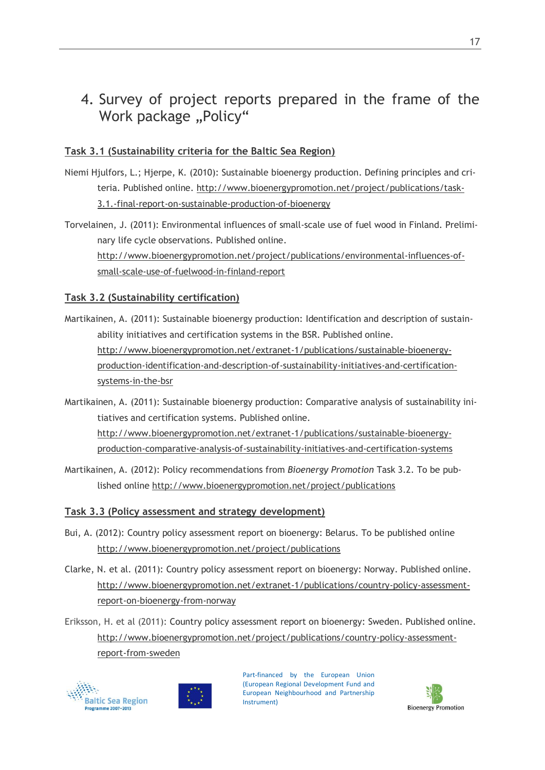# 4. Survey of project reports prepared in the frame of the Work package „Policy“

## Task 3.1 (Sustainability criteria for the Baltic Sea Region)

Niemi Hjulfors, L.; Hjerpe, K. (2010): Sustainable bioenergy production. Defining principles and criteria. Published online. http://www.bioenergypromotion.net/project/publications/task-3.1.-final-report-on-sustainable-production-of-bioenergy

Torvelainen, J. (2011): Environmental influences of small-scale use of fuel wood in Finland. Preliminary life cycle observations. Published online. http://www.bioenergypromotion.net/project/publications/environmental-influences-of-small-scale-use-of-fuelwood-in-finland-report

## Task 3.2 (Sustainability certification)

Martikainen, A. (2011): Sustainable bioenergy production: Identification and description of sustainability initiatives and certification systems in the BSR. Published online. http://www.bioenergypromotion.net/extranet-1/publications/sustainable-bioenergy-production-identification-and-description-of-sustainability-initiatives-and-certification-systems-in-the-bsr

Martikainen, A. (2011): Sustainable bioenergy production: Comparative analysis of sustainability initiatives and certification systems. Published online. http://www.bioenergypromotion.net/extranet-1/publications/sustainable-bioenergy-production-comparative-analysis-of-sustainability-initiatives-and-certification-systems

Martikainen, A. (2012): Policy recommendations from *Bioenergy Promotion* Task 3.2. To be published online http://www.bioenergypromotion.net/project/publications

## Task 3.3 (Policy assessment and strategy development)

Bui, A. (2012): Country policy assessment report on bioenergy: Belarus. To be published online http://www.bioenergypromotion.net/project/publications

Clarke, N. et al. (2011): Country policy assessment report on bioenergy: Norway. Published online. http://www.bioenergypromotion.net/extranet-1/publications/country-policy-assessment-report-on-bioenergy-from-norway

Eriksson, H. et al (2011): Country policy assessment report on bioenergy: Sweden. Published online. http://www.bioenergypromotion.net/project/publications/country-policy-assessment-report-from-sweden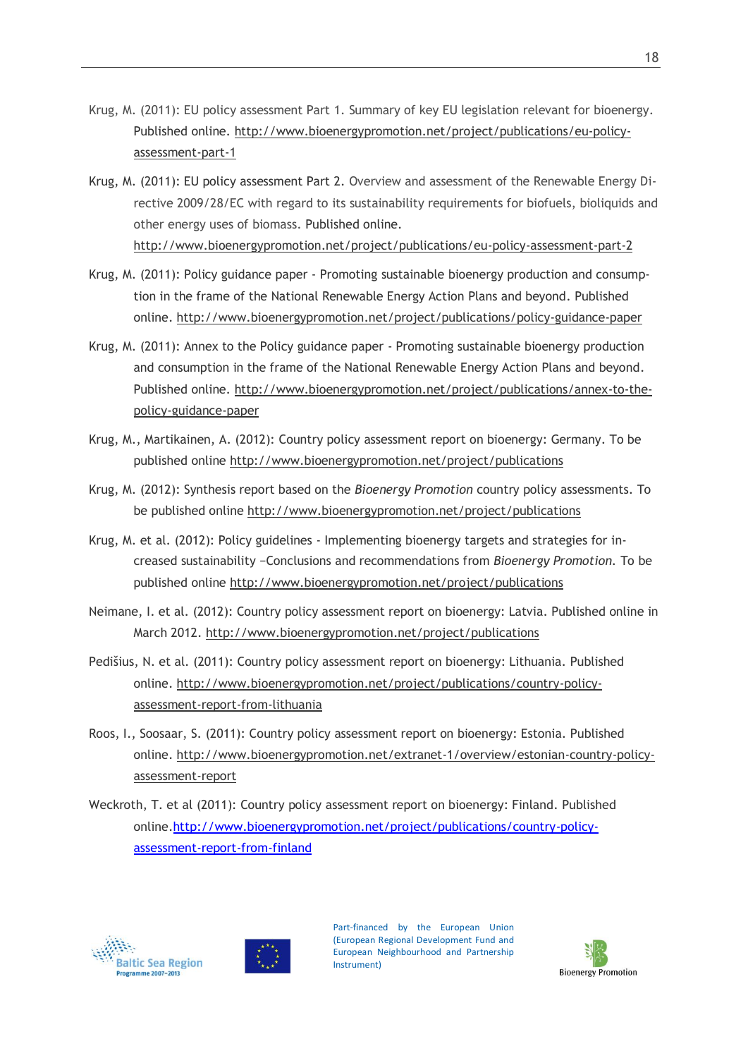Krug, M. (2011): EU policy assessment Part 1. Summary of key EU legislation relevant for bioenergy. Published online. http://www.bioenergypromotion.net/project/publications/eu-policy-assessment-part-1

Krug, M. (2011): EU policy assessment Part 2. Overview and assessment of the Renewable Energy Directive 2009/28/EC with regard to its sustainability requirements for biofuels, bioliquids and other energy uses of biomass. Published online. http://www.bioenergypromotion.net/project/publications/eu-policy-assessment-part-2

Krug, M. (2011): Policy guidance paper - Promoting sustainable bioenergy production and consumption in the frame of the National Renewable Energy Action Plans and beyond. Published online. http://www.bioenergypromotion.net/project/publications/policy-guidance-paper

Krug, M. (2011): Annex to the Policy guidance paper - Promoting sustainable bioenergy production and consumption in the frame of the National Renewable Energy Action Plans and beyond. Published online. http://www.bioenergypromotion.net/project/publications/annex-to-the-policy-guidance-paper

Krug, M., Martikainen, A. (2012): Country policy assessment report on bioenergy: Germany. To be published online http://www.bioenergypromotion.net/project/publications

Krug, M. (2012): Synthesis report based on the *Bioenergy Promotion* country policy assessments. To be published online http://www.bioenergypromotion.net/project/publications

Krug, M. et al. (2012): Policy guidelines - Implementing bioenergy targets and strategies for increased sustainability –Conclusions and recommendations from *Bioenergy Promotion*. To be published online http://www.bioenergypromotion.net/project/publications

Neimane, I. et al. (2012): Country policy assessment report on bioenergy: Latvia. Published online in March 2012. http://www.bioenergypromotion.net/project/publications

Pedišius, N. et al. (2011): Country policy assessment report on bioenergy: Lithuania. Published online. http://www.bioenergypromotion.net/project/publications/country-policy-assessment-report-from-lithuania

Roos, I., Soosaar, S. (2011): Country policy assessment report on bioenergy: Estonia. Published online. http://www.bioenergypromotion.net/extranet-1/overview/estonian-country-policy-assessment-report

Weckroth, T. et al (2011): Country policy assessment report on bioenergy: Finland. Published online. http://www.bioenergypromotion.net/project/publications/country-policy-assessment-report-from-finland

Part-financed by the European Union (European Regional Development Fund and European Neighbourhood and Partnership Instrument)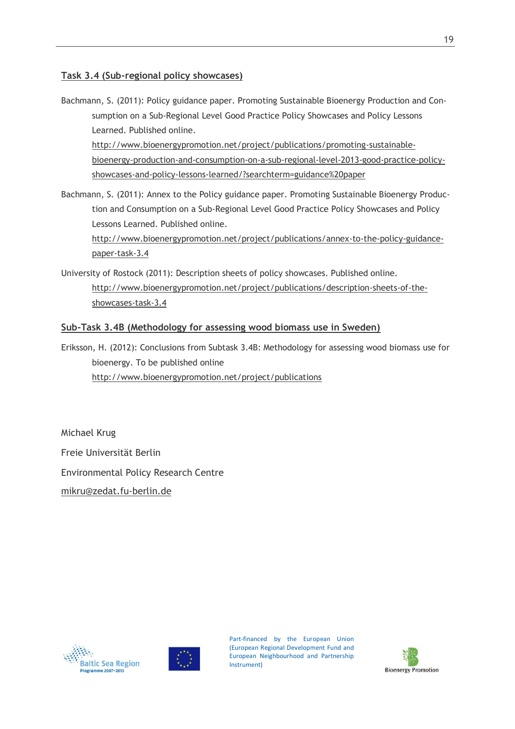### Task 3.4 (Sub-regional policy showcases)

Bachmann, S. (2011): Policy guidance paper. Promoting Sustainable Bioenergy Production and Consumption on a Sub-Regional Level Good Practice Policy Showcases and Policy Lessons Learned. Published online. http://www.bioenergypromotion.net/project/publications/promoting-sustainable-bioenergy-production-and-consumption-on-a-sub-regional-level-2013-good-practice-policy-showcases-and-policy-lessons-learned/?searchterm=guidance%20paper

Bachmann, S. (2011): Annex to the Policy guidance paper. Promoting Sustainable Bioenergy Production and Consumption on a Sub-Regional Level Good Practice Policy Showcases and Policy Lessons Learned. Published online. http://www.bioenergypromotion.net/project/publications/annex-to-the-policy-guidance-paper-task-3.4

University of Rostock (2011): Description sheets of policy showcases. Published online. http://www.bioenergypromotion.net/project/publications/description-sheets-of-the-showcases-task-3.4

### Sub-Task 3.4B (Methodology for assessing wood biomass use in Sweden)

Eriksson, H. (2012): Conclusions from Subtask 3.4B: Methodology for assessing wood biomass use for bioenergy. To be published online http://www.bioenergypromotion.net/project/publications

Michael Krug

Freie Universität Berlin

Environmental Policy Research Centre

mikru@zedat.fu-berlin.de

Part-financed by the European Union (European Regional Development Fund and European Neighbourhood and Partnership Instrument)